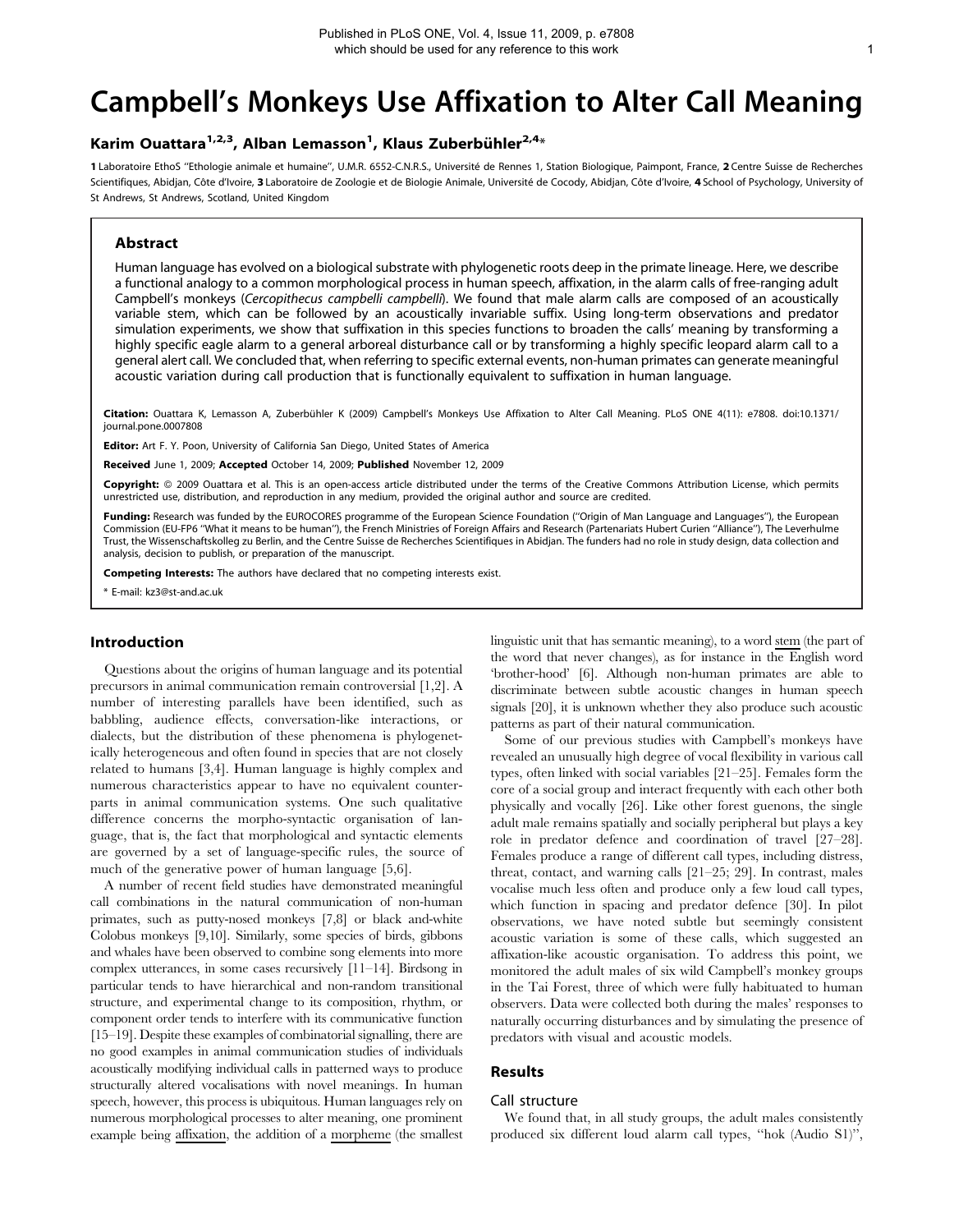# Campbell's Monkeys Use Affixation to Alter Call Meaning

**Karim Ouattara[1,2,3], Alban Lemasson[1], Klaus Zuberbühler[2,4]***

**1** Laboratoire EthoS "Ethologie animale et humaine", U.M.R. 6552-C.N.R.S., Université de Rennes 1, Station Biologique, Paimpont, France, **2** Centre Suisse de Recherches Scientifiques, Abidjan, Côte d'Ivoire, **3** Laboratoire de Zoologie et de Biologie Animale, Université de Cocody, Abidjan, Côte d'Ivoire, **4** School of Psychology, University of St Andrews, St Andrews, Scotland, United Kingdom

## Abstract

Human language has evolved on a biological substrate with phylogenetic roots deep in the primate lineage. Here, we describe a functional analogy to a common morphological process in human speech, affixation, in the alarm calls of free-ranging adult Campbell's monkeys (*Cercopithecus campbelli campbelli*). We found that male alarm calls are composed of an acoustically variable stem, which can be followed by an acoustically invariable suffix. Using long-term observations and predator simulation experiments, we show that suffixation in this species functions to broaden the calls' meaning by transforming a highly specific eagle alarm to a general arboreal disturbance call or by transforming a highly specific leopard alarm call to a general alert call. We concluded that, when referring to specific external events, non-human primates can generate meaningful acoustic variation during call production that is functionally equivalent to suffixation in human language.

**Citation:** Ouattara K, Lemasson A, Zuberbühler K (2009) Campbell's Monkeys Use Affixation to Alter Call Meaning. PLoS ONE 4(11): e7808. doi:10.1371/journal.pone.0007808

**Editor:** Art F. Y. Poon, University of California San Diego, United States of America

**Received** June 1, 2009; **Accepted** October 14, 2009; **Published** November 12, 2009

**Copyright:** © 2009 Ouattara et al. This is an open-access article distributed under the terms of the Creative Commons Attribution License, which permits unrestricted use, distribution, and reproduction in any medium, provided the original author and source are credited.

**Funding:** Research was funded by the EUROCORES programme of the European Science Foundation ("Origin of Man Language and Languages"), the European Commission (EU-FP6 "What it means to be human"), the French Ministries of Foreign Affairs and Research (Partenariats Hubert Curien "Alliance"), The Leverhulme Trust, the Wissenschaftskolleg zu Berlin, and the Centre Suisse de Recherches Scientifiques in Abidjan. The funders had no role in study design, data collection and analysis, decision to publish, or preparation of the manuscript.

**Competing Interests:** The authors have declared that no competing interests exist.

* E-mail: kz3@st-and.ac.uk

## Introduction

Questions about the origins of human language and its potential precursors in animal communication remain controversial [1,2]. A number of interesting parallels have been identified, such as babbling, audience effects, conversation-like interactions, or dialects, but the distribution of these phenomena is phylogenetically heterogeneous and often found in species that are not closely related to humans [3,4]. Human language is highly complex and numerous characteristics appear to have no equivalent counterparts in animal communication systems. One such qualitative difference concerns the morpho-syntactic organisation of language, that is, the fact that morphological and syntactic elements are governed by a set of language-specific rules, the source of much of the generative power of human language [5,6].

A number of recent field studies have demonstrated meaningful call combinations in the natural communication of non-human primates, such as putty-nosed monkeys [7,8] or black and-white Colobus monkeys [9,10]. Similarly, some species of birds, gibbons and whales have been observed to combine song elements into more complex utterances, in some cases recursively [11–14]. Birdsong in particular tends to have hierarchical and non-random transitional structure, and experimental change to its composition, rhythm, or component order tends to interfere with its communicative function [15–19]. Despite these examples of combinatorial signalling, there are no good examples in animal communication studies of individuals acoustically modifying individual calls in patterned ways to produce structurally altered vocalisations with novel meanings. In human speech, however, this process is ubiquitous. Human languages rely on numerous morphological processes to alter meaning, one prominent example being affixation, the addition of a morpheme (the smallest linguistic unit that has semantic meaning), to a word stem (the part of the word that never changes), as for instance in the English word 'brother-hood' [6]. Although non-human primates are able to discriminate between subtle acoustic changes in human speech signals [20], it is unknown whether they also produce such acoustic patterns as part of their natural communication.

Some of our previous studies with Campbell's monkeys have revealed an unusually high degree of vocal flexibility in various call types, often linked with social variables [21–25]. Females form the core of a social group and interact frequently with each other both physically and vocally [26]. Like other forest guenons, the single adult male remains spatially and socially peripheral but plays a key role in predator defence and coordination of travel [27–28]. Females produce a range of different call types, including distress, threat, contact, and warning calls [21–25; 29]. In contrast, males vocalise much less often and produce only a few loud call types, which function in spacing and predator defence [30]. In pilot observations, we have noted subtle but seemingly consistent acoustic variation is some of these calls, which suggested an affixation-like acoustic organisation. To address this point, we monitored the adult males of six wild Campbell's monkey groups in the Tai Forest, three of which were fully habituated to human observers. Data were collected both during the males' responses to naturally occurring disturbances and by simulating the presence of predators with visual and acoustic models.

## Results

### Call structure

We found that, in all study groups, the adult males consistently produced six different loud alarm call types, "hok (Audio S1)",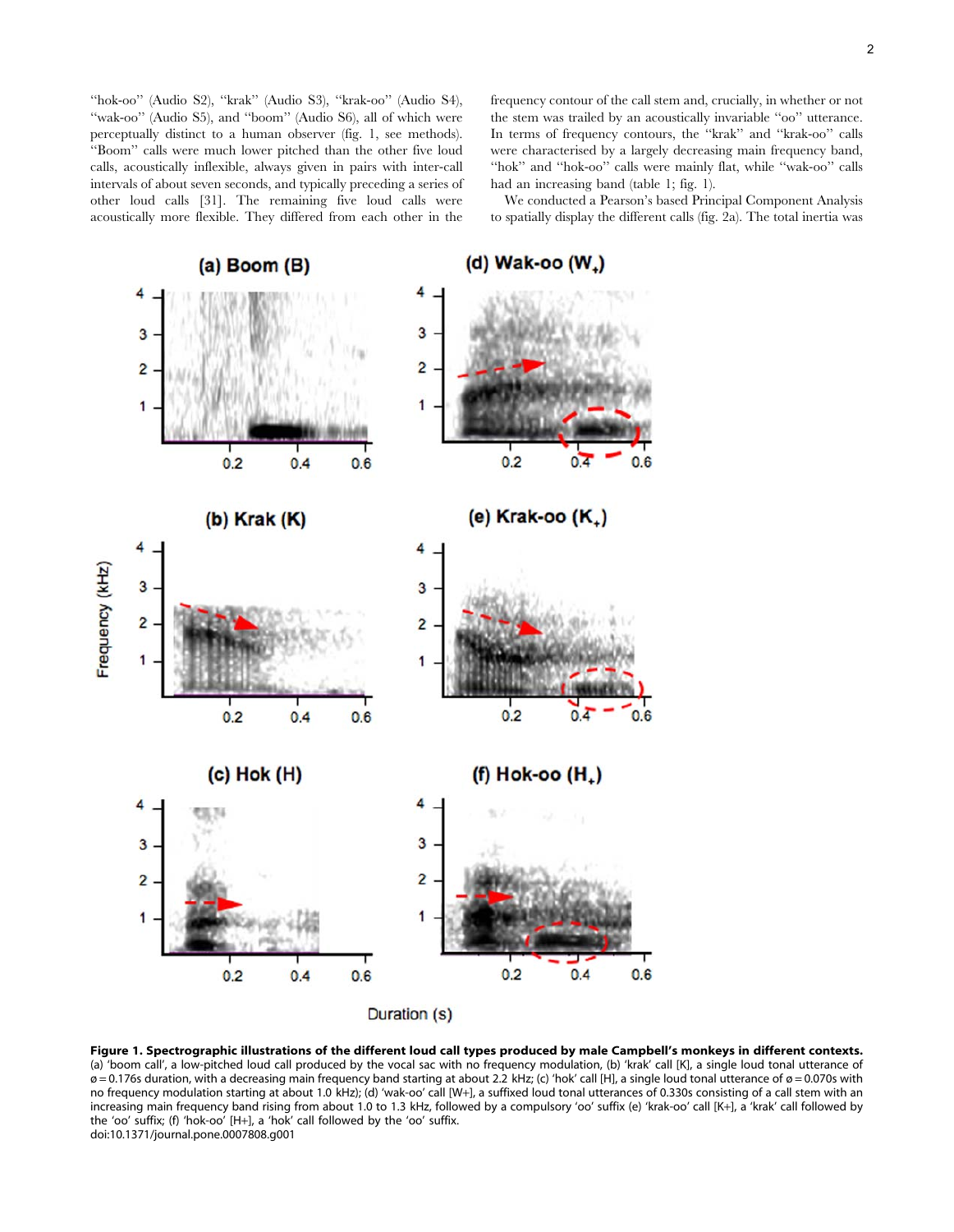"hok-oo" (Audio S2), "krak" (Audio S3), "krak-oo" (Audio S4), "wak-oo" (Audio S5), and "boom" (Audio S6), all of which were perceptually distinct to a human observer (fig. 1, see methods). "Boom" calls were much lower pitched than the other five loud calls, acoustically inflexible, always given in pairs with inter-call intervals of about seven seconds, and typically preceding a series of other loud calls [31]. The remaining five loud calls were acoustically more flexible. They differed from each other in the frequency contour of the call stem and, crucially, in whether or not the stem was trailed by an acoustically invariable "oo" utterance. In terms of frequency contours, the "krak" and "krak-oo" calls were characterised by a largely decreasing main frequency band, "hok" and "hok-oo" calls were mainly flat, while "wak-oo" calls had an increasing band (table 1; fig. 1).

We conducted a Pearson's based Principal Component Analysis to spatially display the different calls (fig. 2a). The total inertia was

**Figure 1. Spectrographic illustrations of the different loud call types produced by male Campbell's monkeys in different contexts.** (a) 'boom call', a low-pitched loud call produced by the vocal sac with no frequency modulation, (b) 'krak' call [K], a single loud tonal utterance of ø = 0.176s duration, with a decreasing main frequency band starting at about 2.2 kHz; (c) 'hok' call [H], a single loud tonal utterance of ø = 0.070s with no frequency modulation starting at about 1.0 kHz); (d) 'wak-oo' call [W+], a suffixed loud tonal utterances of 0.330s consisting of a call stem with an increasing main frequency band rising from about 1.0 to 1.3 kHz, followed by a compulsory 'oo' suffix (e) 'krak-oo' call [K+], a 'krak' call followed by the 'oo' suffix; (f) 'hok-oo' [H+], a 'hok' call followed by the 'oo' suffix.
doi:10.1371/journal.pone.0007808.g001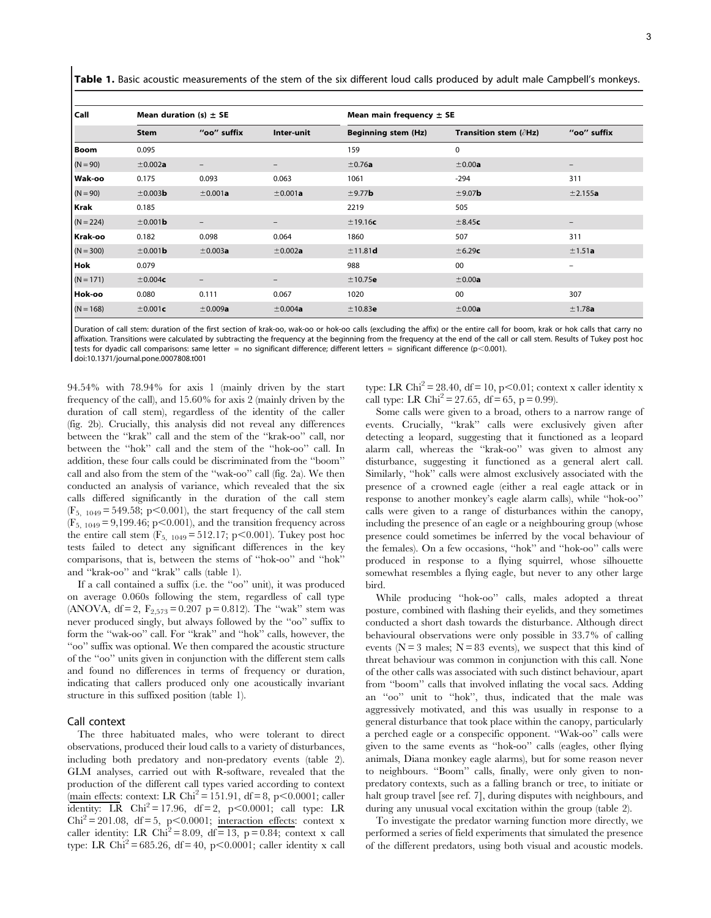**Table 1.** Basic acoustic measurements of the stem of the six different loud calls produced by adult male Campbell's monkeys.

| Call | Mean duration (s) ± SE | | | Mean main frequency ± SE | | |
|---|---|---|---|---|---|---|
| | Stem | "oo" suffix | Inter-unit | Beginning stem (Hz) | Transition stem (∂Hz) | "oo" suffix |
| **Boom** | 0.095 | | | 159 | 0 | |
| (N = 90) | ±0.002**a** | – | – | ±0.76**a** | ±0.00**a** | – |
| **Wak-oo** | 0.175 | 0.093 | 0.063 | 1061 | -294 | 311 |
| (N = 90) | ±0.003**b** | ±0.001**a** | ±0.001**a** | ±9.77**b** | ±9.07**b** | ±2.155**a** |
| **Krak** | 0.185 | | | 2219 | 505 | |
| (N = 224) | ±0.001**b** | – | – | ±19.16**c** | ±8.45**c** | – |
| **Krak-oo** | 0.182 | 0.098 | 0.064 | 1860 | 507 | 311 |
| (N = 300) | ±0.001**b** | ±0.003**a** | ±0.002**a** | ±11.81**d** | ±6.29**c** | ±1.51**a** |
| **Hok** | 0.079 | | | 988 | 00 | – |
| (N = 171) | ±0.004**c** | – | – | ±10.75**e** | ±0.00**a** | |
| **Hok-oo** | 0.080 | 0.111 | 0.067 | 1020 | 00 | 307 |
| (N = 168) | ±0.001**c** | ±0.009**a** | ±0.004**a** | ±10.83**e** | ±0.00**a** | ±1.78**a** |

Duration of call stem: duration of the first section of krak-oo, wak-oo or hok-oo calls (excluding the affix) or the entire call for boom, krak or hok calls that carry no affixation. Transitions were calculated by subtracting the frequency at the beginning from the frequency at the end of the call or call stem. Results of Tukey post hoc tests for dyadic call comparisons: same letter = no significant difference; different letters = significant difference ($p<0.001$).
doi:10.1371/journal.pone.0007808.t001

94.54% with 78.94% for axis 1 (mainly driven by the start frequency of the call), and 15.60% for axis 2 (mainly driven by the duration of call stem), regardless of the identity of the caller (fig. 2b). Crucially, this analysis did not reveal any differences between the "krak" call and the stem of the "krak-oo" call, nor between the "hok" call and the stem of the "hok-oo" call. In addition, these four calls could be discriminated from the "boom" call and also from the stem of the "wak-oo" call (fig. 2a). We then conducted an analysis of variance, which revealed that the six calls differed significantly in the duration of the call stem ($F_{5,\ 1049} = 549.58$; $p<0.001$), the start frequency of the call stem ($F_{5,\ 1049} = 9{,}199.46$; $p<0.001$), and the transition frequency across the entire call stem ($F_{5,\ 1049} = 512.17$; $p<0.001$). Tukey post hoc tests failed to detect any significant differences in the key comparisons, that is, between the stems of "hok-oo" and "hok" and "krak-oo" and "krak" calls (table 1).

If a call contained a suffix (i.e. the "oo" unit), it was produced on average 0.060s following the stem, regardless of call type (ANOVA, df = 2, $F_{2,573} = 0.207$ $p = 0.812$). The "wak" stem was never produced singly, but always followed by the "oo" suffix to form the "wak-oo" call. For "krak" and "hok" calls, however, the "oo" suffix was optional. We then compared the acoustic structure of the "oo" units given in conjunction with the different stem calls and found no differences in terms of frequency or duration, indicating that callers produced only one acoustically invariant structure in this suffixed position (table 1).

## Call context

The three habituated males, who were tolerant to direct observations, produced their loud calls to a variety of disturbances, including both predatory and non-predatory events (table 2). GLM analyses, carried out with R-software, revealed that the production of the different call types varied according to context (<u>main effects</u>: context: LR $Chi^2 = 151.91$, df = 8, $p<0.0001$; caller identity: LR $Chi^2 = 17.96$, df = 2, $p<0.0001$; call type: LR $Chi^2 = 201.08$, df = 5, $p<0.0001$; <u>interaction effects</u>: context x caller identity: LR $Chi^2 = 8.09$, df = 13, $p = 0.84$; context x call type: LR $Chi^2 = 685.26$, df = 40, $p<0.0001$; caller identity x call type: LR $Chi^2 = 28.40$, df = 10, $p<0.01$; context x caller identity x call type: LR $Chi^2 = 27.65$, df = 65, $p = 0.99$).

Some calls were given to a broad, others to a narrow range of events. Crucially, "krak" calls were exclusively given after detecting a leopard, suggesting that it functioned as a leopard alarm call, whereas the "krak-oo" was given to almost any disturbance, suggesting it functioned as a general alert call. Similarly, "hok" calls were almost exclusively associated with the presence of a crowned eagle (either a real eagle attack or in response to another monkey's eagle alarm calls), while "hok-oo" calls were given to a range of disturbances within the canopy, including the presence of an eagle or a neighbouring group (whose presence could sometimes be inferred by the vocal behaviour of the females). On a few occasions, "hok" and "hok-oo" calls were produced in response to a flying squirrel, whose silhouette somewhat resembles a flying eagle, but never to any other large bird.

While producing "hok-oo" calls, males adopted a threat posture, combined with flashing their eyelids, and they sometimes conducted a short dash towards the disturbance. Although direct behavioural observations were only possible in 33.7% of calling events (N = 3 males; N = 83 events), we suspect that this kind of threat behaviour was common in conjunction with this call. None of the other calls was associated with such distinct behaviour, apart from "boom" calls that involved inflating the vocal sacs. Adding an "oo" unit to "hok", thus, indicated that the male was aggressively motivated, and this was usually in response to a general disturbance that took place within the canopy, particularly a perched eagle or a conspecific opponent. "Wak-oo" calls were given to the same events as "hok-oo" calls (eagles, other flying animals, Diana monkey eagle alarms), but for some reason never to neighbours. "Boom" calls, finally, were only given to non-predatory contexts, such as a falling branch or tree, to initiate or halt group travel [see ref. 7], during disputes with neighbours, and during any unusual vocal excitation within the group (table 2).

To investigate the predator warning function more directly, we performed a series of field experiments that simulated the presence of the different predators, using both visual and acoustic models.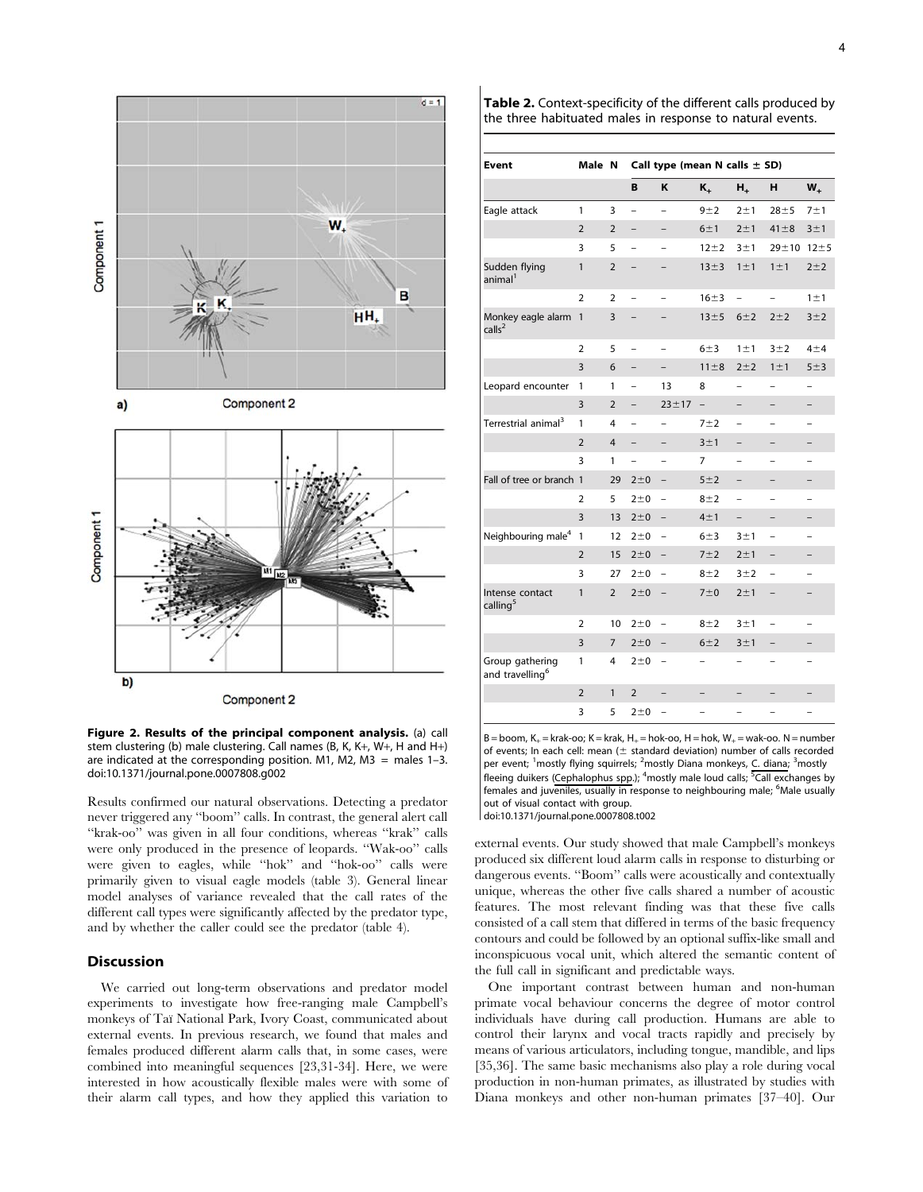Figure 2. Results of the principal component analysis. (a) call stem clustering (b) male clustering. Call names (B, K, K+, W+, H and H+) are indicated at the corresponding position. M1, M2, M3 = males 1–3. doi:10.1371/journal.pone.0007808.g002

Results confirmed our natural observations. Detecting a predator never triggered any "boom" calls. In contrast, the general alert call "krak-oo" was given in all four conditions, whereas "krak" calls were only produced in the presence of leopards. "Wak-oo" calls were given to eagles, while "hok" and "hok-oo" calls were primarily given to visual eagle models (table 3). General linear model analyses of variance revealed that the call rates of the different call types were significantly affected by the predator type, and by whether the caller could see the predator (table 4).

## Discussion

We carried out long-term observations and predator model experiments to investigate how free-ranging male Campbell's monkeys of Taï National Park, Ivory Coast, communicated about external events. In previous research, we found that males and females produced different alarm calls that, in some cases, were combined into meaningful sequences [23,31-34]. Here, we were interested in how acoustically flexible males were with some of their alarm call types, and how they applied this variation to external events. Our study showed that male Campbell's monkeys produced six different loud alarm calls in response to disturbing or dangerous events. "Boom" calls were acoustically and contextually unique, whereas the other five calls shared a number of acoustic features. The most relevant finding was that these five calls consisted of a call stem that differed in terms of the basic frequency contours and could be followed by an optional suffix-like small and inconspicuous vocal unit, which altered the semantic content of the full call in significant and predictable ways.

One important contrast between human and non-human primate vocal behaviour concerns the degree of motor control individuals have during call production. Humans are able to control their larynx and vocal tracts rapidly and precisely by means of various articulators, including tongue, mandible, and lips [35,36]. The same basic mechanisms also play a role during vocal production in non-human primates, as illustrated by studies with Diana monkeys and other non-human primates [37–40]. Our

**Table 2.** Context-specificity of the different calls produced by the three habituated males in response to natural events.

| Event | Male | N | Call type (mean N calls ± SD) | | | | | |
|---|---|---|---|---|---|---|---|---|
| | | | B | K | $K_+$ | $H_+$ | H | $W_+$ |
| Eagle attack | 1 | 3 | – | – | 9±2 | 2±1 | 28±5 | 7±1 |
| | 2 | 2 | – | – | 6±1 | 2±1 | 41±8 | 3±1 |
| | 3 | 5 | – | – | 12±2 | 3±1 | 29±10 | 12±5 |
| Sudden flying animal[1] | 1 | 2 | – | – | 13±3 | 1±1 | 1±1 | 2±2 |
| | 2 | 2 | – | – | 16±3 | – | – | 1±1 |
| Monkey eagle alarm calls[2] | 1 | 3 | – | – | 13±5 | 6±2 | 2±2 | 3±2 |
| | 2 | 5 | – | – | 6±3 | 1±1 | 3±2 | 4±4 |
| | 3 | 6 | – | – | 11±8 | 2±2 | 1±1 | 5±3 |
| Leopard encounter | 1 | 1 | – | 13 | 8 | – | – | – |
| | 3 | 2 | – | 23±17 | – | – | – | – |
| Terrestrial animal[3] | 1 | 4 | – | – | 7±2 | – | – | – |
| | 2 | 4 | – | – | 3±1 | – | – | – |
| | 3 | 1 | – | – | 7 | – | – | – |
| Fall of tree or branch | 1 | 29 | 2±0 | – | 5±2 | – | – | – |
| | 2 | 5 | 2±0 | – | 8±2 | – | – | – |
| | 3 | 13 | 2±0 | – | 4±1 | – | – | – |
| Neighbouring male[4] | 1 | 12 | 2±0 | – | 6±3 | 3±1 | – | – |
| | 2 | 15 | 2±0 | – | 7±2 | 2±1 | – | – |
| | 3 | 27 | 2±0 | – | 8±2 | 3±2 | – | – |
| Intense contact calling[5] | 1 | 2 | 2±0 | – | 7±0 | 2±1 | – | – |
| | 2 | 10 | 2±0 | – | 8±2 | 3±1 | – | – |
| | 3 | 7 | 2±0 | – | 6±2 | 3±1 | – | – |
| Group gathering and travelling[6] | 1 | 4 | 2±0 | – | – | – | – | – |
| | 2 | 1 | 2 | – | – | – | – | – |
| | 3 | 5 | 2±0 | – | – | – | – | – |

B = boom, $K_+$ = krak-oo; K = krak, $H_+$ = hok-oo, H = hok, $W_+$ = wak-oo. N = number of events; In each cell: mean (± standard deviation) number of calls recorded per event; [1]mostly flying squirrels; [2]mostly Diana monkeys, C. diana; [3]mostly fleeing duikers (Cephalophus spp.); [4]mostly male loud calls; [5]Call exchanges by females and juveniles, usually in response to neighbouring male; [6]Male usually out of visual contact with group.
doi:10.1371/journal.pone.0007808.t002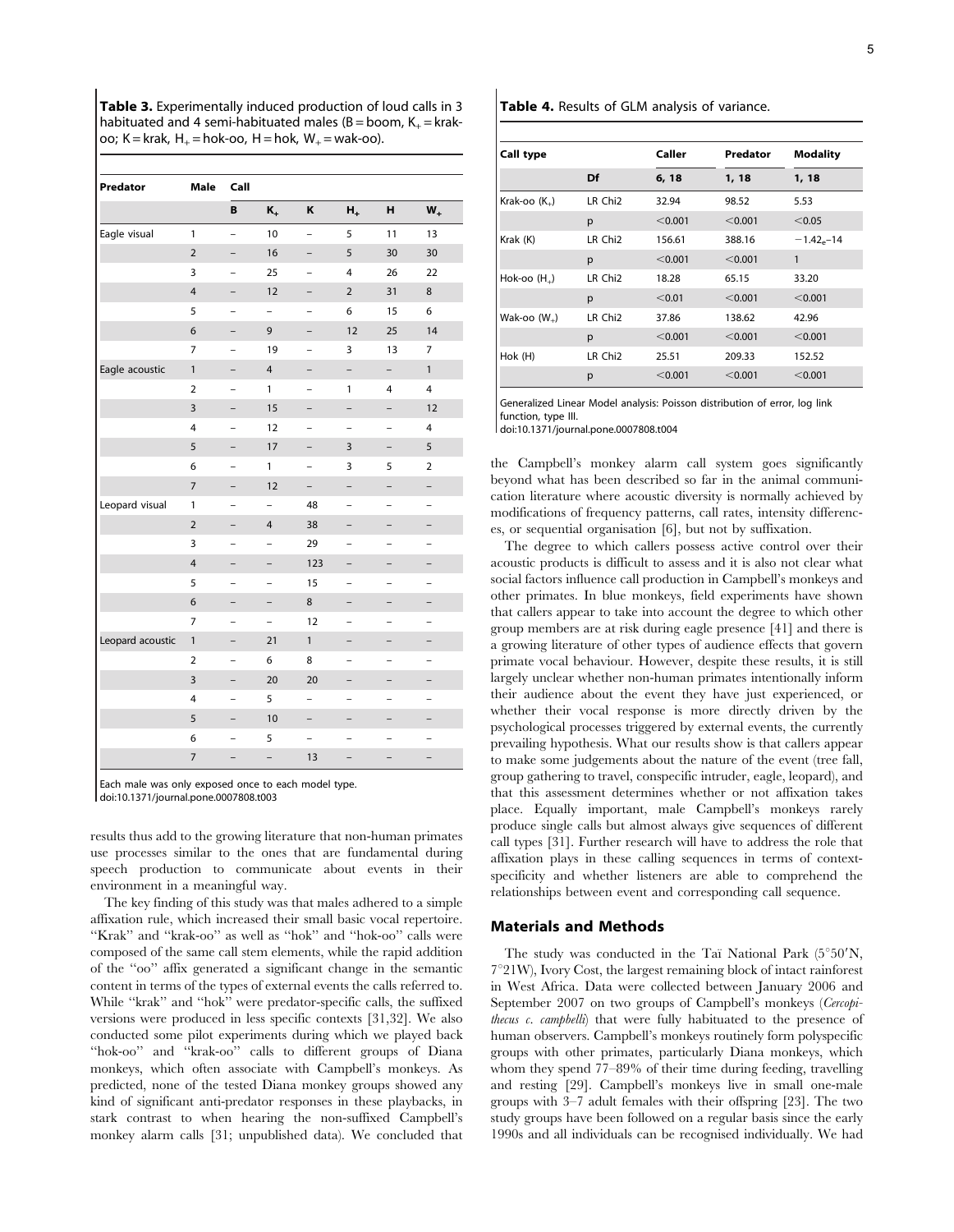**Table 3.** Experimentally induced production of loud calls in 3 habituated and 4 semi-habituated males (B = boom, $K_+$ = krak-oo; K = krak, $H_+$ = hok-oo, H = hok, $W_+$ = wak-oo).

| Predator | Male | Call | | | | | |
|---|---|---|---|---|---|---|---|
| | | B | $K_+$ | K | $H_+$ | H | $W_+$ |
| Eagle visual | 1 | – | 10 | – | 5 | 11 | 13 |
| | 2 | – | 16 | – | 5 | 30 | 30 |
| | 3 | – | 25 | – | 4 | 26 | 22 |
| | 4 | – | 12 | – | 2 | 31 | 8 |
| | 5 | – | – | – | 6 | 15 | 6 |
| | 6 | – | 9 | – | 12 | 25 | 14 |
| | 7 | – | 19 | – | 3 | 13 | 7 |
| Eagle acoustic | 1 | – | 4 | – | – | – | 1 |
| | 2 | – | 1 | – | 1 | 4 | 4 |
| | 3 | – | 15 | – | – | – | 12 |
| | 4 | – | 12 | – | – | – | 4 |
| | 5 | – | 17 | – | 3 | – | 5 |
| | 6 | – | 1 | – | 3 | 5 | 2 |
| | 7 | – | 12 | – | – | – | – |
| Leopard visual | 1 | – | – | 48 | – | – | – |
| | 2 | – | 4 | 38 | – | – | – |
| | 3 | – | – | 29 | – | – | – |
| | 4 | – | – | 123 | – | – | – |
| | 5 | – | – | 15 | – | – | – |
| | 6 | – | – | 8 | – | – | – |
| | 7 | – | – | 12 | – | – | – |
| Leopard acoustic | 1 | – | 21 | 1 | – | – | – |
| | 2 | – | 6 | 8 | – | – | – |
| | 3 | – | 20 | 20 | – | – | – |
| | 4 | – | 5 | – | – | – | – |
| | 5 | – | 10 | – | – | – | – |
| | 6 | – | 5 | – | – | – | – |
| | 7 | – | – | 13 | – | – | – |

Each male was only exposed once to each model type.
doi:10.1371/journal.pone.0007808.t003

results thus add to the growing literature that non-human primates use processes similar to the ones that are fundamental during speech production to communicate about events in their environment in a meaningful way.

The key finding of this study was that males adhered to a simple affixation rule, which increased their small basic vocal repertoire. "Krak" and "krak-oo" as well as "hok" and "hok-oo" calls were composed of the same call stem elements, while the rapid addition of the "oo" affix generated a significant change in the semantic content in terms of the types of external events the calls referred to. While "krak" and "hok" were predator-specific calls, the suffixed versions were produced in less specific contexts [31,32]. We also conducted some pilot experiments during which we played back "hok-oo" and "krak-oo" calls to different groups of Diana monkeys, which often associate with Campbell's monkeys. As predicted, none of the tested Diana monkey groups showed any kind of significant anti-predator responses in these playbacks, in stark contrast to when hearing the non-suffixed Campbell's monkey alarm calls [31; unpublished data). We concluded that

**Table 4.** Results of GLM analysis of variance.

| Call type | | Caller | Predator | Modality |
|---|---|---|---|---|
| | Df | 6, 18 | 1, 18 | 1, 18 |
| Krak-oo ($K_+$) | LR Chi2 | 32.94 | 98.52 | 5.53 |
| | p | <0.001 | <0.001 | <0.05 |
| Krak (K) | LR Chi2 | 156.61 | 388.16 | $-1.42_e$–14 |
| | p | <0.001 | <0.001 | 1 |
| Hok-oo ($H_+$) | LR Chi2 | 18.28 | 65.15 | 33.20 |
| | p | <0.01 | <0.001 | <0.001 |
| Wak-oo ($W_+$) | LR Chi2 | 37.86 | 138.62 | 42.96 |
| | p | <0.001 | <0.001 | <0.001 |
| Hok (H) | LR Chi2 | 25.51 | 209.33 | 152.52 |
| | p | <0.001 | <0.001 | <0.001 |

Generalized Linear Model analysis: Poisson distribution of error, log link function, type III.
doi:10.1371/journal.pone.0007808.t004

the Campbell's monkey alarm call system goes significantly beyond what has been described so far in the animal communication literature where acoustic diversity is normally achieved by modifications of frequency patterns, call rates, intensity differences, or sequential organisation [6], but not by suffixation.

The degree to which callers possess active control over their acoustic products is difficult to assess and it is also not clear what social factors influence call production in Campbell's monkeys and other primates. In blue monkeys, field experiments have shown that callers appear to take into account the degree to which other group members are at risk during eagle presence [41] and there is a growing literature of other types of audience effects that govern primate vocal behaviour. However, despite these results, it is still largely unclear whether non-human primates intentionally inform their audience about the event they have just experienced, or whether their vocal response is more directly driven by the psychological processes triggered by external events, the currently prevailing hypothesis. What our results show is that callers appear to make some judgements about the nature of the event (tree fall, group gathering to travel, conspecific intruder, eagle, leopard), and that this assessment determines whether or not affixation takes place. Equally important, male Campbell's monkeys rarely produce single calls but almost always give sequences of different call types [31]. Further research will have to address the role that affixation plays in these calling sequences in terms of context-specificity and whether listeners are able to comprehend the relationships between event and corresponding call sequence.

## Materials and Methods

The study was conducted in the Taï National Park (5°50′N, 7°21W), Ivory Cost, the largest remaining block of intact rainforest in West Africa. Data were collected between January 2006 and September 2007 on two groups of Campbell's monkeys (*Cercopithecus c. campbelli*) that were fully habituated to the presence of human observers. Campbell's monkeys routinely form polyspecific groups with other primates, particularly Diana monkeys, which whom they spend 77–89% of their time during feeding, travelling and resting [29]. Campbell's monkeys live in small one-male groups with 3–7 adult females with their offspring [23]. The two study groups have been followed on a regular basis since the early 1990s and all individuals can be recognised individually. We had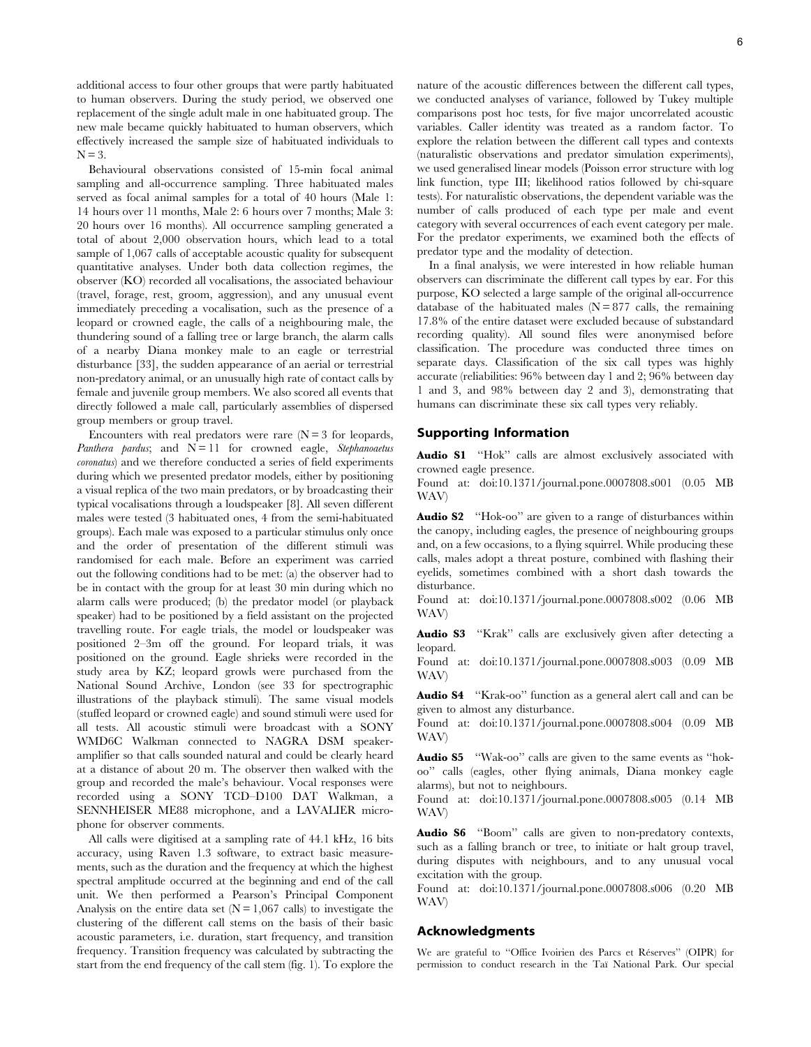additional access to four other groups that were partly habituated to human observers. During the study period, we observed one replacement of the single adult male in one habituated group. The new male became quickly habituated to human observers, which effectively increased the sample size of habituated individuals to $N = 3$.

Behavioural observations consisted of 15-min focal animal sampling and all-occurrence sampling. Three habituated males served as focal animal samples for a total of 40 hours (Male 1: 14 hours over 11 months, Male 2: 6 hours over 7 months; Male 3: 20 hours over 16 months). All occurrence sampling generated a total of about 2,000 observation hours, which lead to a total sample of 1,067 calls of acceptable acoustic quality for subsequent quantitative analyses. Under both data collection regimes, the observer (KO) recorded all vocalisations, the associated behaviour (travel, forage, rest, groom, aggression), and any unusual event immediately preceding a vocalisation, such as the presence of a leopard or crowned eagle, the calls of a neighbouring male, the thundering sound of a falling tree or large branch, the alarm calls of a nearby Diana monkey male to an eagle or terrestrial disturbance [33], the sudden appearance of an aerial or terrestrial non-predatory animal, or an unusually high rate of contact calls by female and juvenile group members. We also scored all events that directly followed a male call, particularly assemblies of dispersed group members or group travel.

Encounters with real predators were rare ($N = 3$ for leopards, *Panthera pardus*; and $N = 11$ for crowned eagle, *Stephanoaetus coronatus*) and we therefore conducted a series of field experiments during which we presented predator models, either by positioning a visual replica of the two main predators, or by broadcasting their typical vocalisations through a loudspeaker [8]. All seven different males were tested (3 habituated ones, 4 from the semi-habituated groups). Each male was exposed to a particular stimulus only once and the order of presentation of the different stimuli was randomised for each male. Before an experiment was carried out the following conditions had to be met: (a) the observer had to be in contact with the group for at least 30 min during which no alarm calls were produced; (b) the predator model (or playback speaker) had to be positioned by a field assistant on the projected travelling route. For eagle trials, the model or loudspeaker was positioned 2–3m off the ground. For leopard trials, it was positioned on the ground. Eagle shrieks were recorded in the study area by KZ; leopard growls were purchased from the National Sound Archive, London (see 33 for spectrographic illustrations of the playback stimuli). The same visual models (stuffed leopard or crowned eagle) and sound stimuli were used for all tests. All acoustic stimuli were broadcast with a SONY WMD6C Walkman connected to NAGRA DSM speaker-amplifier so that calls sounded natural and could be clearly heard at a distance of about 20 m. The observer then walked with the group and recorded the male's behaviour. Vocal responses were recorded using a SONY TCD–D100 DAT Walkman, a SENNHEISER ME88 microphone, and a LAVALIER microphone for observer comments.

All calls were digitised at a sampling rate of 44.1 kHz, 16 bits accuracy, using Raven 1.3 software, to extract basic measurements, such as the duration and the frequency at which the highest spectral amplitude occurred at the beginning and end of the call unit. We then performed a Pearson's Principal Component Analysis on the entire data set ($N = 1,067$ calls) to investigate the clustering of the different call stems on the basis of their basic acoustic parameters, i.e. duration, start frequency, and transition frequency. Transition frequency was calculated by subtracting the start from the end frequency of the call stem (fig. 1). To explore the nature of the acoustic differences between the different call types, we conducted analyses of variance, followed by Tukey multiple comparisons post hoc tests, for five major uncorrelated acoustic variables. Caller identity was treated as a random factor. To explore the relation between the different call types and contexts (naturalistic observations and predator simulation experiments), we used generalised linear models (Poisson error structure with log link function, type III; likelihood ratios followed by chi-square tests). For naturalistic observations, the dependent variable was the number of calls produced of each type per male and event category with several occurrences of each event category per male. For the predator experiments, we examined both the effects of predator type and the modality of detection.

In a final analysis, we were interested in how reliable human observers can discriminate the different call types by ear. For this purpose, KO selected a large sample of the original all-occurrence database of the habituated males ($N = 877$ calls, the remaining 17.8% of the entire dataset were excluded because of substandard recording quality). All sound files were anonymised before classification. The procedure was conducted three times on separate days. Classification of the six call types was highly accurate (reliabilities: 96% between day 1 and 2; 96% between day 1 and 3, and 98% between day 2 and 3), demonstrating that humans can discriminate these six call types very reliably.

## Supporting Information

**Audio S1** "Hok" calls are almost exclusively associated with crowned eagle presence.
Found at: doi:10.1371/journal.pone.0007808.s001 (0.05 MB WAV)

**Audio S2** "Hok-oo" are given to a range of disturbances within the canopy, including eagles, the presence of neighbouring groups and, on a few occasions, to a flying squirrel. While producing these calls, males adopt a threat posture, combined with flashing their eyelids, sometimes combined with a short dash towards the disturbance.
Found at: doi:10.1371/journal.pone.0007808.s002 (0.06 MB WAV)

**Audio S3** "Krak" calls are exclusively given after detecting a leopard.
Found at: doi:10.1371/journal.pone.0007808.s003 (0.09 MB WAV)

**Audio S4** "Krak-oo" function as a general alert call and can be given to almost any disturbance.
Found at: doi:10.1371/journal.pone.0007808.s004 (0.09 MB WAV)

**Audio S5** "Wak-oo" calls are given to the same events as "hok-oo" calls (eagles, other flying animals, Diana monkey eagle alarms), but not to neighbours.
Found at: doi:10.1371/journal.pone.0007808.s005 (0.14 MB WAV)

**Audio S6** "Boom" calls are given to non-predatory contexts, such as a falling branch or tree, to initiate or halt group travel, during disputes with neighbours, and to any unusual vocal excitation with the group.
Found at: doi:10.1371/journal.pone.0007808.s006 (0.20 MB WAV)

## Acknowledgments

We are grateful to "Office Ivoirien des Parcs et Réserves" (OIPR) for permission to conduct research in the Taï National Park. Our special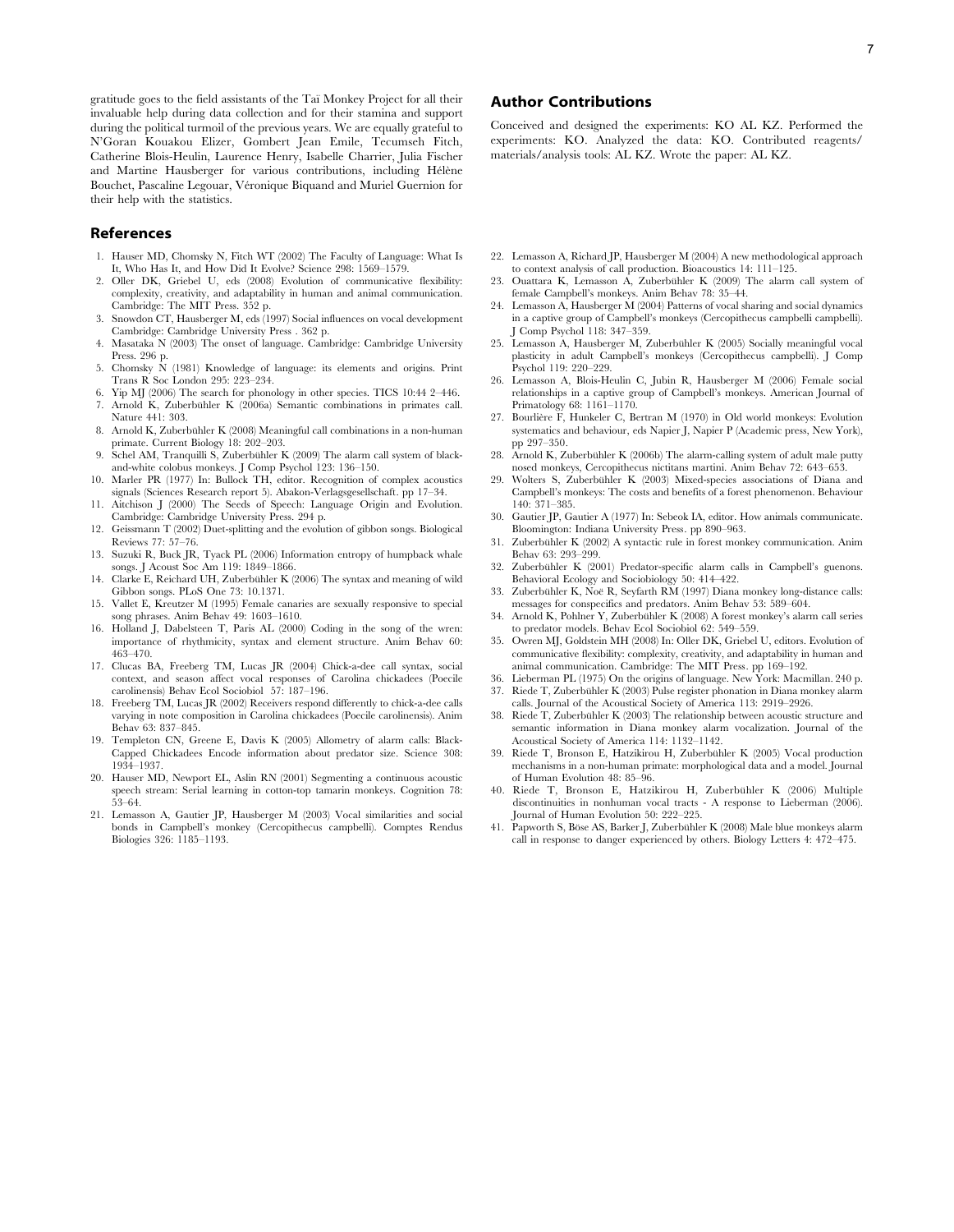gratitude goes to the field assistants of the Taï Monkey Project for all their invaluable help during data collection and for their stamina and support during the political turmoil of the previous years. We are equally grateful to N'Goran Kouakou Elizer, Gombert Jean Emile, Tecumseh Fitch, Catherine Blois-Heulin, Laurence Henry, Isabelle Charrier, Julia Fischer and Martine Hausberger for various contributions, including Hélène Bouchet, Pascaline Legouar, Véronique Biquand and Muriel Guernion for their help with the statistics.

## Author Contributions

Conceived and designed the experiments: KO AL KZ. Performed the experiments: KO. Analyzed the data: KO. Contributed reagents/materials/analysis tools: AL KZ. Wrote the paper: AL KZ.

## References

1. Hauser MD, Chomsky N, Fitch WT (2002) The Faculty of Language: What Is It, Who Has It, and How Did It Evolve? Science 298: 1569–1579.
2. Oller DK, Griebel U, eds (2008) Evolution of communicative flexibility: complexity, creativity, and adaptability in human and animal communication. Cambridge: The MIT Press. 352 p.
3. Snowdon CT, Hausberger M, eds (1997) Social influences on vocal development Cambridge: Cambridge University Press . 362 p.
4. Masataka N (2003) The onset of language. Cambridge: Cambridge University Press. 296 p.
5. Chomsky N (1981) Knowledge of language: its elements and origins. Print Trans R Soc London 295: 223–234.
6. Yip MJ (2006) The search for phonology in other species. TICS 10:44 2–446.
7. Arnold K, Zuberbühler K (2006a) Semantic combinations in primates call. Nature 441: 303.
8. Arnold K, Zuberbühler K (2008) Meaningful call combinations in a non-human primate. Current Biology 18: 202–203.
9. Schel AM, Tranquilli S, Zuberbühler K (2009) The alarm call system of black-and-white colobus monkeys. J Comp Psychol 123: 136–150.
10. Marler PR (1977) In: Bullock TH, editor. Recognition of complex acoustics signals (Sciences Research report 5). Abakon-Verlagsgesellschaft. pp 17–34.
11. Aitchison J (2000) The Seeds of Speech: Language Origin and Evolution. Cambridge: Cambridge University Press. 294 p.
12. Geissmann T (2002) Duet-splitting and the evolution of gibbon songs. Biological Reviews 77: 57–76.
13. Suzuki R, Buck JR, Tyack PL (2006) Information entropy of humpback whale songs. J Acoust Soc Am 119: 1849–1866.
14. Clarke E, Reichard UH, Zuberbühler K (2006) The syntax and meaning of wild Gibbon songs. PLoS One 73: 10.1371.
15. Vallet E, Kreutzer M (1995) Female canaries are sexually responsive to special song phrases. Anim Behav 49: 1603–1610.
16. Holland J, Dabelsteen T, Paris AL (2000) Coding in the song of the wren: importance of rhythmicity, syntax and element structure. Anim Behav 60: 463–470.
17. Clucas BA, Freeberg TM, Lucas JR (2004) Chick-a-dee call syntax, social context, and season affect vocal responses of Carolina chickadees (Poecile carolinensis) Behav Ecol Sociobiol 57: 187–196.
18. Freeberg TM, Lucas JR (2002) Receivers respond differently to chick-a-dee calls varying in note composition in Carolina chickadees (Poecile carolinensis). Anim Behav 63: 837–845.
19. Templeton CN, Greene E, Davis K (2005) Allometry of alarm calls: Black-Capped Chickadees Encode information about predator size. Science 308: 1934–1937.
20. Hauser MD, Newport EL, Aslin RN (2001) Segmenting a continuous acoustic speech stream: Serial learning in cotton-top tamarin monkeys. Cognition 78: 53–64.
21. Lemasson A, Gautier JP, Hausberger M (2003) Vocal similarities and social bonds in Campbell's monkey (Cercopithecus campbelli). Comptes Rendus Biologies 326: 1185–1193.
22. Lemasson A, Richard JP, Hausberger M (2004) A new methodological approach to context analysis of call production. Bioacoustics 14: 111–125.
23. Ouattara K, Lemasson A, Zuberbühler K (2009) The alarm call system of female Campbell's monkeys. Anim Behav 78: 35–44.
24. Lemasson A, Hausberger M (2004) Patterns of vocal sharing and social dynamics in a captive group of Campbell's monkeys (Cercopithecus campbelli campbelli). J Comp Psychol 118: 347–359.
25. Lemasson A, Hausberger M, Zuberbühler K (2005) Socially meaningful vocal plasticity in adult Campbell's monkeys (Cercopithecus campbelli). J Comp Psychol 119: 220–229.
26. Lemasson A, Blois-Heulin C, Jubin R, Hausberger M (2006) Female social relationships in a captive group of Campbell's monkeys. American Journal of Primatology 68: 1161–1170.
27. Bourlière F, Hunkeler C, Bertran M (1970) in Old world monkeys: Evolution systematics and behaviour, eds Napier J, Napier P (Academic press, New York), pp 297–350.
28. Arnold K, Zuberbühler K (2006b) The alarm-calling system of adult male putty nosed monkeys, Cercopithecus nictitans martini. Anim Behav 72: 643–653.
29. Wolters S, Zuberbühler K (2003) Mixed-species associations of Diana and Campbell's monkeys: The costs and benefits of a forest phenomenon. Behaviour 140: 371–385.
30. Gautier JP, Gautier A (1977) In: Sebeok IA, editor. How animals communicate. Bloomington: Indiana University Press. pp 890–963.
31. Zuberbühler K (2002) A syntactic rule in forest monkey communication. Anim Behav 63: 293–299.
32. Zuberbühler K (2001) Predator-specific alarm calls in Campbell's guenons. Behavioral Ecology and Sociobiology 50: 414–422.
33. Zuberbühler K, Noë R, Seyfarth RM (1997) Diana monkey long-distance calls: messages for conspecifics and predators. Anim Behav 53: 589–604.
34. Arnold K, Pohlner Y, Zuberbühler K (2008) A forest monkey's alarm call series to predator models. Behav Ecol Sociobiol 62: 549–559.
35. Owren MJ, Goldstein MH (2008) In: Oller DK, Griebel U, editors. Evolution of communicative flexibility: complexity, creativity, and adaptability in human and animal communication. Cambridge: The MIT Press. pp 169–192.
36. Lieberman PL (1975) On the origins of language. New York: Macmillan. 240 p.
37. Riede T, Zuberbühler K (2003) Pulse register phonation in Diana monkey alarm calls. Journal of the Acoustical Society of America 113: 2919–2926.
38. Riede T, Zuberbühler K (2003) The relationship between acoustic structure and semantic information in Diana monkey alarm vocalization. Journal of the Acoustical Society of America 114: 1132–1142.
39. Riede T, Bronson E, Hatzikirou H, Zuberbühler K (2005) Vocal production mechanisms in a non-human primate: morphological data and a model. Journal of Human Evolution 48: 85–96.
40. Riede T, Bronson E, Hatzikirou H, Zuberbühler K (2006) Multiple discontinuities in nonhuman vocal tracts - A response to Lieberman (2006). Journal of Human Evolution 50: 222–225.
41. Papworth S, Böse AS, Barker J, Zuberbühler K (2008) Male blue monkeys alarm call in response to danger experienced by others. Biology Letters 4: 472–475.